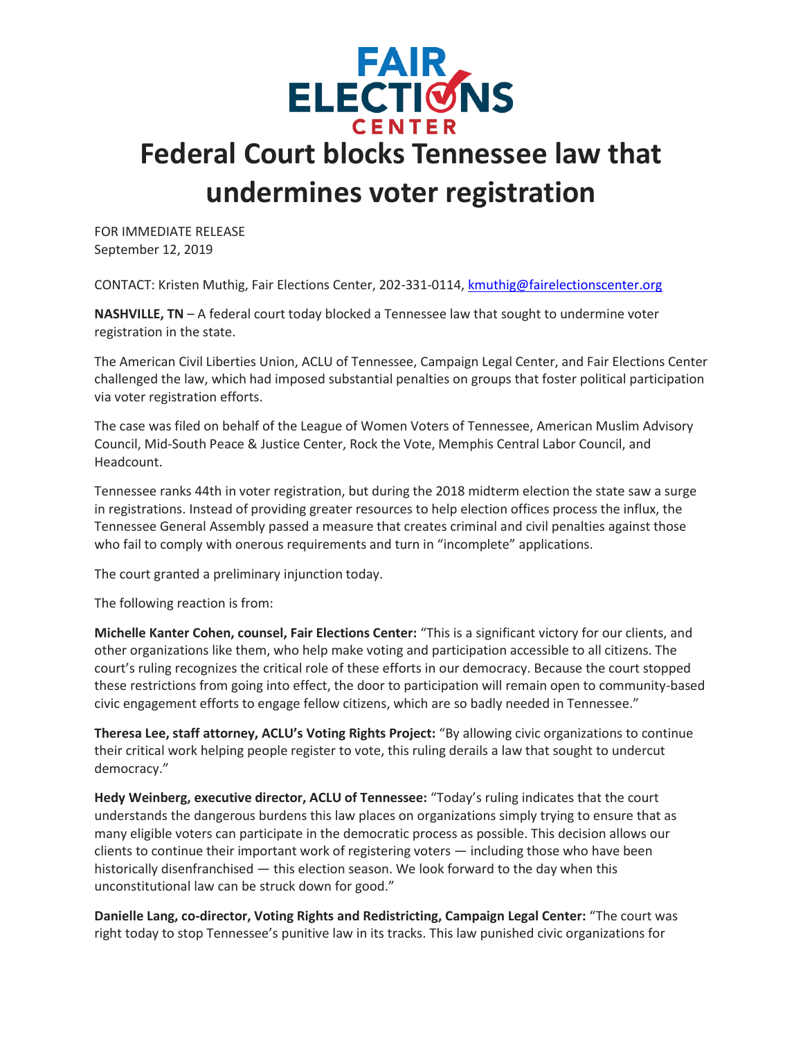FAIR ELECTIONS CENTER

# Federal Court blocks Tennessee law that undermines voter registration

FOR IMMEDIATE RELEASE
September 12, 2019

CONTACT: Kristen Muthig, Fair Elections Center, 202-331-0114, kmuthig@fairelectionscenter.org

**NASHVILLE, TN** – A federal court today blocked a Tennessee law that sought to undermine voter registration in the state.

The American Civil Liberties Union, ACLU of Tennessee, Campaign Legal Center, and Fair Elections Center challenged the law, which had imposed substantial penalties on groups that foster political participation via voter registration efforts.

The case was filed on behalf of the League of Women Voters of Tennessee, American Muslim Advisory Council, Mid-South Peace & Justice Center, Rock the Vote, Memphis Central Labor Council, and Headcount.

Tennessee ranks 44th in voter registration, but during the 2018 midterm election the state saw a surge in registrations. Instead of providing greater resources to help election offices process the influx, the Tennessee General Assembly passed a measure that creates criminal and civil penalties against those who fail to comply with onerous requirements and turn in "incomplete" applications.

The court granted a preliminary injunction today.

The following reaction is from:

**Michelle Kanter Cohen, counsel, Fair Elections Center:** "This is a significant victory for our clients, and other organizations like them, who help make voting and participation accessible to all citizens. The court's ruling recognizes the critical role of these efforts in our democracy. Because the court stopped these restrictions from going into effect, the door to participation will remain open to community-based civic engagement efforts to engage fellow citizens, which are so badly needed in Tennessee."

**Theresa Lee, staff attorney, ACLU's Voting Rights Project:** "By allowing civic organizations to continue their critical work helping people register to vote, this ruling derails a law that sought to undercut democracy."

**Hedy Weinberg, executive director, ACLU of Tennessee:** "Today's ruling indicates that the court understands the dangerous burdens this law places on organizations simply trying to ensure that as many eligible voters can participate in the democratic process as possible. This decision allows our clients to continue their important work of registering voters — including those who have been historically disenfranchised — this election season. We look forward to the day when this unconstitutional law can be struck down for good."

**Danielle Lang, co-director, Voting Rights and Redistricting, Campaign Legal Center:** "The court was right today to stop Tennessee's punitive law in its tracks. This law punished civic organizations for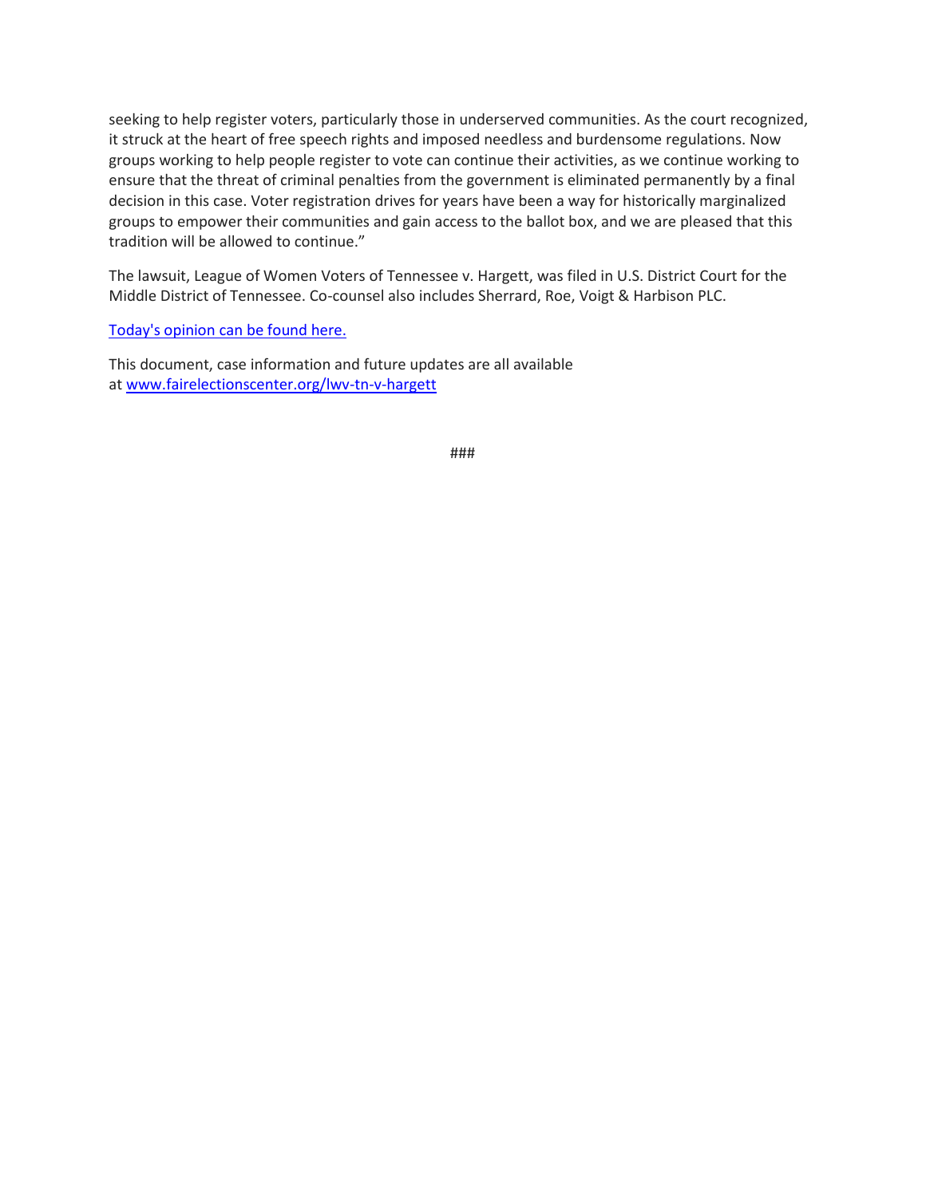seeking to help register voters, particularly those in underserved communities. As the court recognized, it struck at the heart of free speech rights and imposed needless and burdensome regulations. Now groups working to help people register to vote can continue their activities, as we continue working to ensure that the threat of criminal penalties from the government is eliminated permanently by a final decision in this case. Voter registration drives for years have been a way for historically marginalized groups to empower their communities and gain access to the ballot box, and we are pleased that this tradition will be allowed to continue."

The lawsuit, League of Women Voters of Tennessee v. Hargett, was filed in U.S. District Court for the Middle District of Tennessee. Co-counsel also includes Sherrard, Roe, Voigt & Harbison PLC.

Today's opinion can be found here.

This document, case information and future updates are all available at www.fairelectionscenter.org/lwv-tn-v-hargett

###